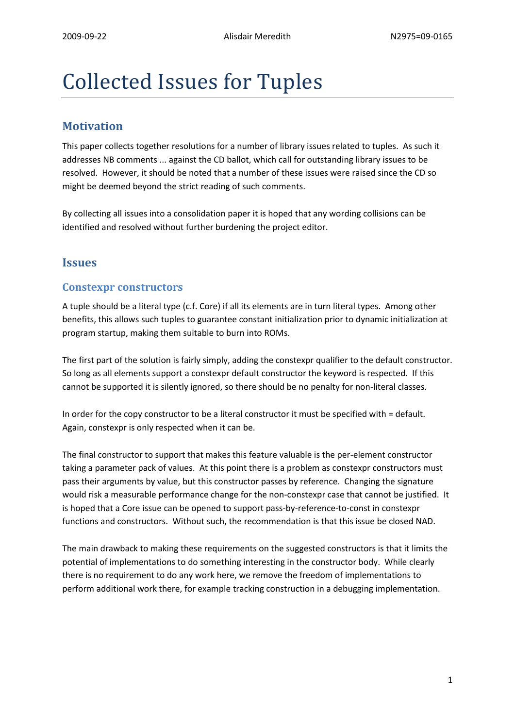# Collected Issues for Tuples

## Motivation

This paper collects together resolutions for a number of library issues related to tuples. As such it addresses NB comments ... against the CD ballot, which call for outstanding library issues to be resolved. However, it should be noted that a number of these issues were raised since the CD so might be deemed beyond the strict reading of such comments.

By collecting all issues into a consolidation paper it is hoped that any wording collisions can be identified and resolved without further burdening the project editor.

## Issues

### Constexpr constructors

A tuple should be a literal type (c.f. Core) if all its elements are in turn literal types. Among other benefits, this allows such tuples to guarantee constant initialization prior to dynamic initialization at program startup, making them suitable to burn into ROMs.

The first part of the solution is fairly simply, adding the constexpr qualifier to the default constructor. So long as all elements support a constexpr default constructor the keyword is respected. If this cannot be supported it is silently ignored, so there should be no penalty for non-literal classes.

In order for the copy constructor to be a literal constructor it must be specified with = default. Again, constexpr is only respected when it can be.

The final constructor to support that makes this feature valuable is the per-element constructor taking a parameter pack of values. At this point there is a problem as constexpr constructors must pass their arguments by value, but this constructor passes by reference. Changing the signature would risk a measurable performance change for the non-constexpr case that cannot be justified. It is hoped that a Core issue can be opened to support pass-by-reference-to-const in constexpr functions and constructors. Without such, the recommendation is that this issue be closed NAD.

The main drawback to making these requirements on the suggested constructors is that it limits the potential of implementations to do something interesting in the constructor body. While clearly there is no requirement to do any work here, we remove the freedom of implementations to perform additional work there, for example tracking construction in a debugging implementation.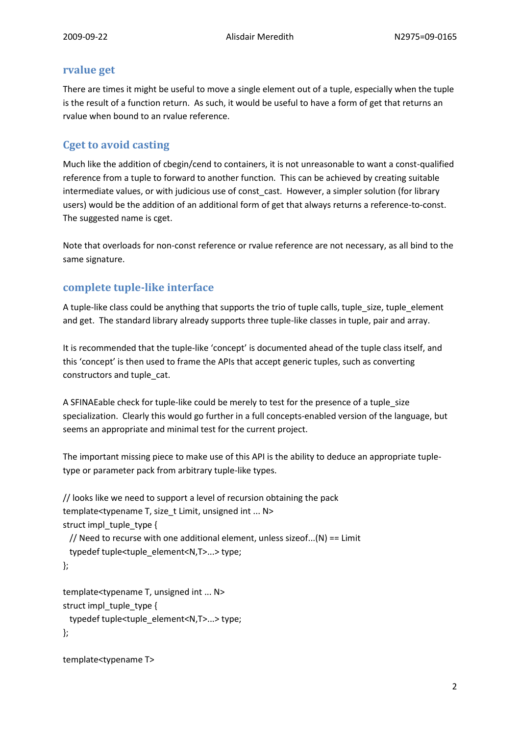## rvalue get

There are times it might be useful to move a single element out of a tuple, especially when the tuple is the result of a function return. As such, it would be useful to have a form of get that returns an rvalue when bound to an rvalue reference.

## Cget to avoid casting

Much like the addition of cbegin/cend to containers, it is not unreasonable to want a const-qualified reference from a tuple to forward to another function. This can be achieved by creating suitable intermediate values, or with judicious use of const_cast. However, a simpler solution (for library users) would be the addition of an additional form of get that always returns a reference-to-const. The suggested name is cget.

Note that overloads for non-const reference or rvalue reference are not necessary, as all bind to the same signature.

## complete tuple-like interface

A tuple-like class could be anything that supports the trio of tuple calls, tuple_size, tuple_element and get. The standard library already supports three tuple-like classes in tuple, pair and array.

It is recommended that the tuple-like 'concept' is documented ahead of the tuple class itself, and this 'concept' is then used to frame the APIs that accept generic tuples, such as converting constructors and tuple_cat.

A SFINAEable check for tuple-like could be merely to test for the presence of a tuple_size specialization. Clearly this would go further in a full concepts-enabled version of the language, but seems an appropriate and minimal test for the current project.

The important missing piece to make use of this API is the ability to deduce an appropriate tuple-type or parameter pack from arbitrary tuple-like types.

```
// looks like we need to support a level of recursion obtaining the pack
template<typename T, size_t Limit, unsigned int ... N>
struct impl_tuple_type {
  // Need to recurse with one additional element, unless sizeof...(N) == Limit
  typedef tuple<tuple_element<N,T>...> type;
};

template<typename T, unsigned int ... N>
struct impl_tuple_type {
  typedef tuple<tuple_element<N,T>...> type;
};

template<typename T>
```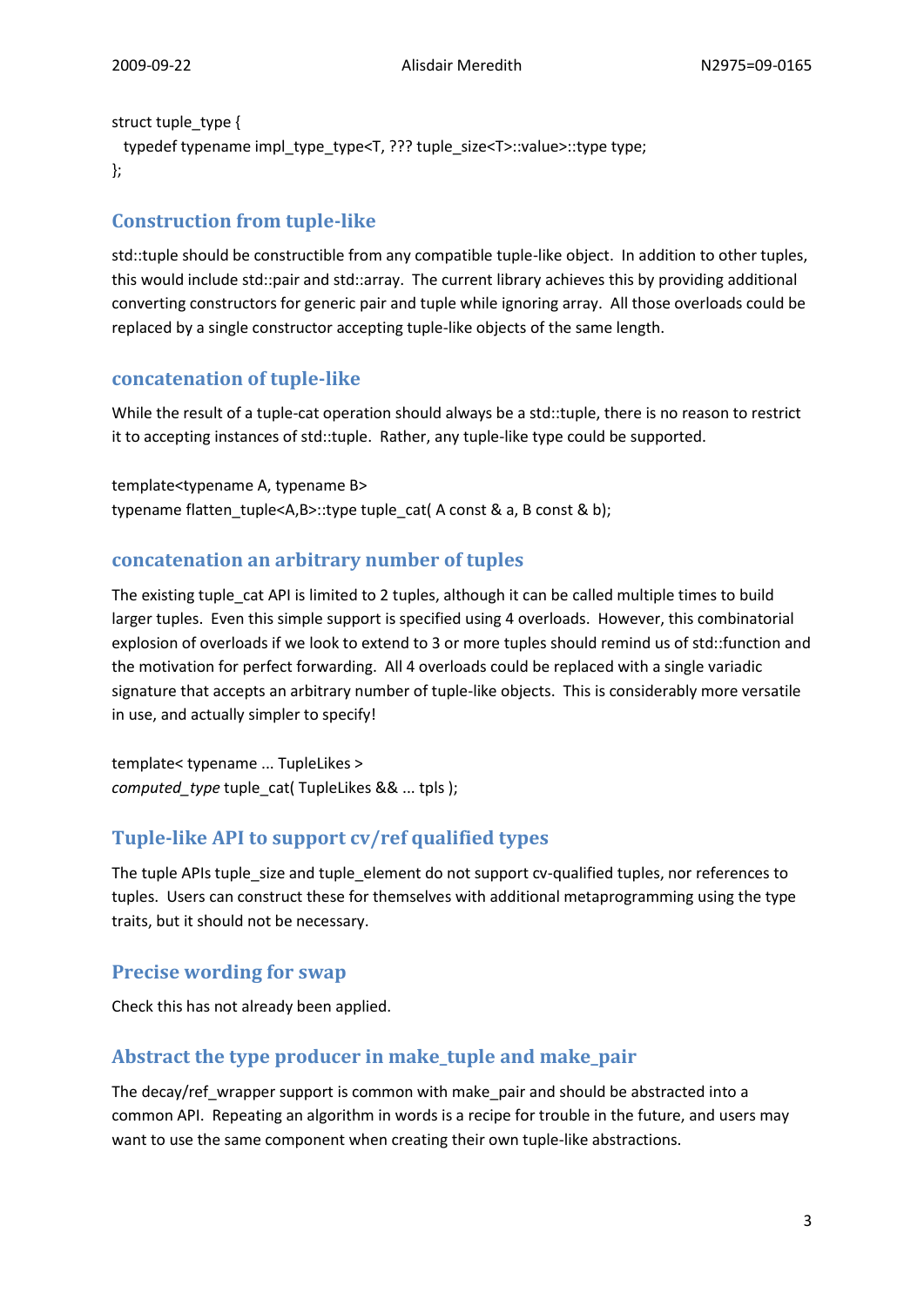```
struct tuple_type {
  typedef typename impl_type_type<T, ??? tuple_size<T>::value>::type type;
};
```

## Construction from tuple-like

std::tuple should be constructible from any compatible tuple-like object. In addition to other tuples, this would include std::pair and std::array. The current library achieves this by providing additional converting constructors for generic pair and tuple while ignoring array. All those overloads could be replaced by a single constructor accepting tuple-like objects of the same length.

## concatenation of tuple-like

While the result of a tuple-cat operation should always be a std::tuple, there is no reason to restrict it to accepting instances of std::tuple. Rather, any tuple-like type could be supported.

```
template<typename A, typename B>
typename flatten_tuple<A,B>::type tuple_cat( A const & a, B const & b);
```

## concatenation an arbitrary number of tuples

The existing tuple_cat API is limited to 2 tuples, although it can be called multiple times to build larger tuples. Even this simple support is specified using 4 overloads. However, this combinatorial explosion of overloads if we look to extend to 3 or more tuples should remind us of std::function and the motivation for perfect forwarding. All 4 overloads could be replaced with a single variadic signature that accepts an arbitrary number of tuple-like objects. This is considerably more versatile in use, and actually simpler to specify!

```
template< typename ... TupleLikes >
computed_type tuple_cat( TupleLikes && ... tpls );
```

## Tuple-like API to support cv/ref qualified types

The tuple APIs tuple_size and tuple_element do not support cv-qualified tuples, nor references to tuples. Users can construct these for themselves with additional metaprogramming using the type traits, but it should not be necessary.

## Precise wording for swap

Check this has not already been applied.

## Abstract the type producer in make_tuple and make_pair

The decay/ref_wrapper support is common with make_pair and should be abstracted into a common API. Repeating an algorithm in words is a recipe for trouble in the future, and users may want to use the same component when creating their own tuple-like abstractions.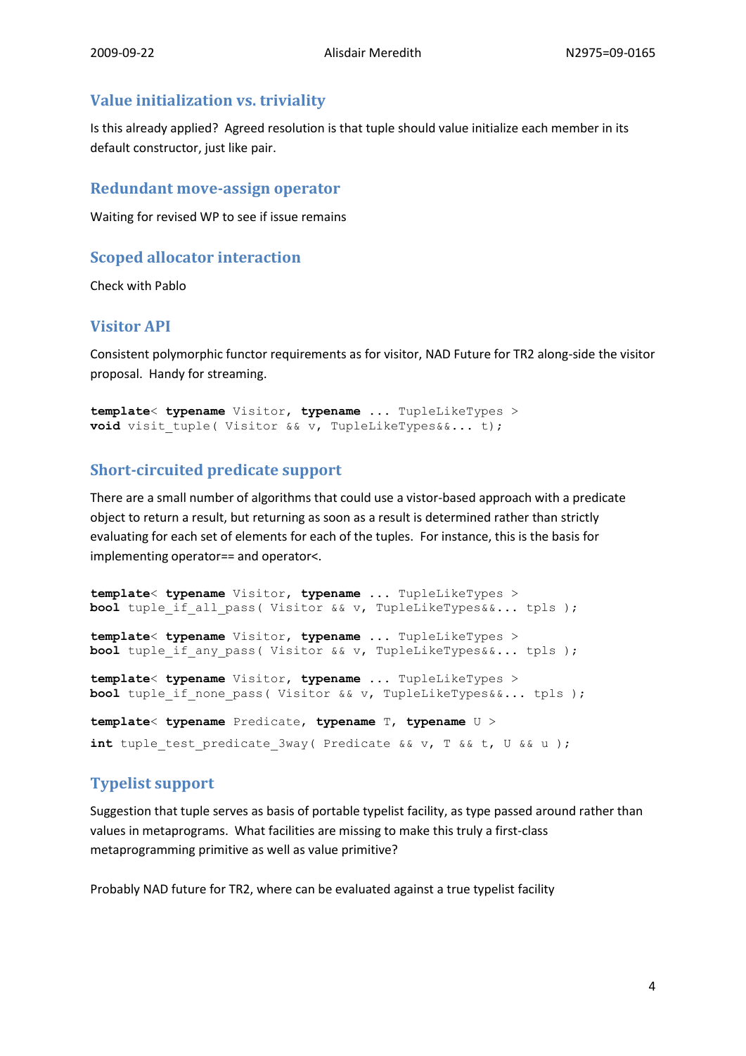## Value initialization vs. triviality

Is this already applied? Agreed resolution is that tuple should value initialize each member in its default constructor, just like pair.

## Redundant move-assign operator

Waiting for revised WP to see if issue remains

## Scoped allocator interaction

Check with Pablo

## Visitor API

Consistent polymorphic functor requirements as for visitor, NAD Future for TR2 along-side the visitor proposal. Handy for streaming.

```
template< typename Visitor, typename ... TupleLikeTypes >
void visit_tuple( Visitor && v, TupleLikeTypes&&... t);
```

## Short-circuited predicate support

There are a small number of algorithms that could use a vistor-based approach with a predicate object to return a result, but returning as soon as a result is determined rather than strictly evaluating for each set of elements for each of the tuples. For instance, this is the basis for implementing operator== and operator<.

```
template< typename Visitor, typename ... TupleLikeTypes >
bool tuple_if_all_pass( Visitor && v, TupleLikeTypes&&... tpls );

template< typename Visitor, typename ... TupleLikeTypes >
bool tuple_if_any_pass( Visitor && v, TupleLikeTypes&&... tpls );

template< typename Visitor, typename ... TupleLikeTypes >
bool tuple_if_none_pass( Visitor && v, TupleLikeTypes&&... tpls );

template< typename Predicate, typename T, typename U >
int tuple_test_predicate_3way( Predicate && v, T && t, U && u );
```

## Typelist support

Suggestion that tuple serves as basis of portable typelist facility, as type passed around rather than values in metaprograms. What facilities are missing to make this truly a first-class metaprogramming primitive as well as value primitive?

Probably NAD future for TR2, where can be evaluated against a true typelist facility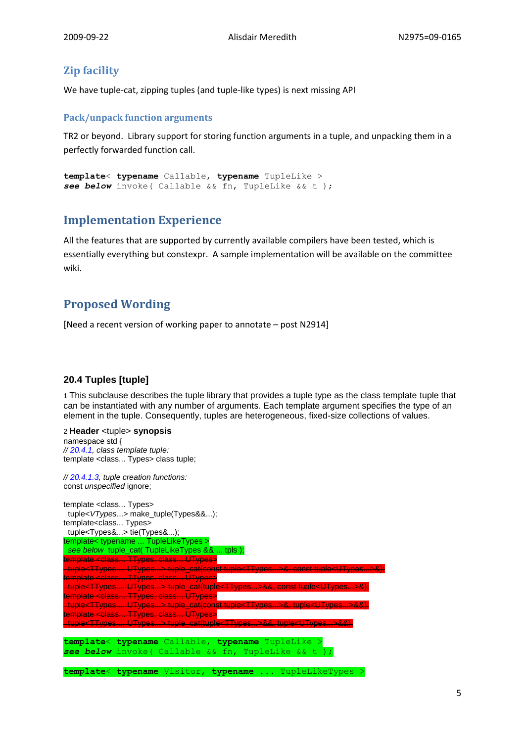## Zip facility

We have tuple-cat, zipping tuples (and tuple-like types) is next missing API

### Pack/unpack function arguments

TR2 or beyond. Library support for storing function arguments in a tuple, and unpacking them in a perfectly forwarded function call.

```
template< typename Callable, typename TupleLike >
see below invoke( Callable && fn, TupleLike && t );
```

## Implementation Experience

All the features that are supported by currently available compilers have been tested, which is essentially everything but constexpr. A sample implementation will be available on the committee wiki.

## Proposed Wording

[Need a recent version of working paper to annotate – post N2914]

### 20.4 Tuples [tuple]

1 This subclause describes the tuple library that provides a tuple type as the class template tuple that can be instantiated with any number of arguments. Each template argument specifies the type of an element in the tuple. Consequently, tuples are heterogeneous, fixed-size collections of values.

2 **Header** <tuple> **synopsis**

```
namespace std {
// 20.4.1, class template tuple:
template <class... Types> class tuple;

// 20.4.1.3, tuple creation functions:
const unspecified ignore;

template <class... Types>
  tuple<VTypes...> make_tuple(Types&&...);
template<class... Types>
  tuple<Types&...> tie(Types&...);
template< typename ... TupleLikeTypes >
  see below tuple_cat( TupleLikeTypes && ... tpls );
template <class... TTypes, class... UTypes>
  tuple<TTypes..., UTypes...> tuple_cat(const tuple<TTypes...>&, const tuple<UTypes...>&);
template <class... TTypes, class... UTypes>
  tuple<TTypes..., UTypes...> tuple_cat(tuple<TTypes...>&&, const tuple<UTypes...>&);
template <class... TTypes, class... UTypes>
  tuple<TTypes..., UTypes...> tuple_cat(const tuple<TTypes...>&, tuple<UTypes...>&&);
template <class... TTypes, class... UTypes>
  tuple<TTypes..., UTypes...> tuple_cat(tuple<TTypes...>&&, tuple<UTypes...>&&);

template< typename Callable, typename TupleLike >
see below invoke( Callable && fn, TupleLike && t );

template< typename Visitor, typename ... TupleLikeTypes >
```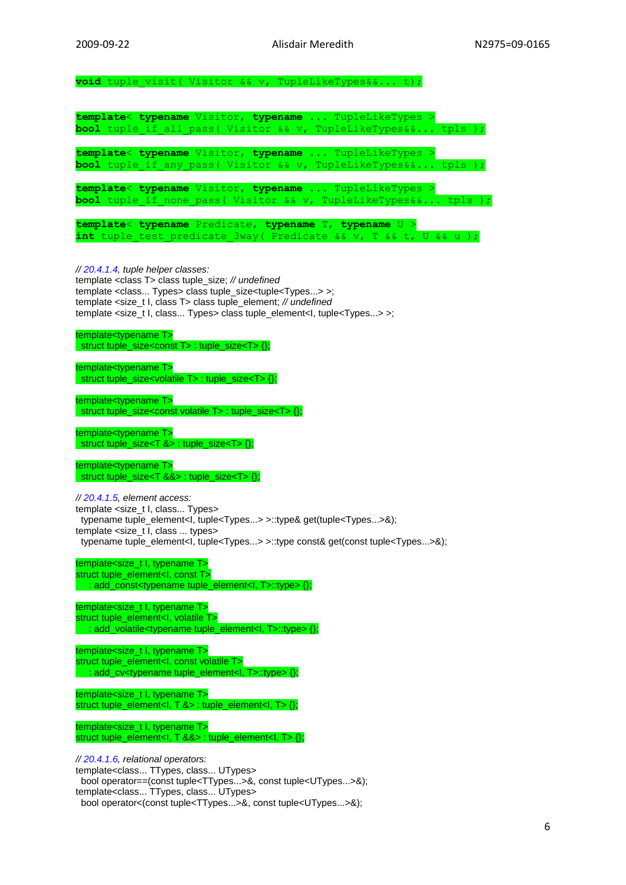```
void tuple_visit( Visitor && v, TupleLikeTypes&&... t);

template< typename Visitor, typename ... TupleLikeTypes >
bool tuple_if_all_pass( Visitor && v, TupleLikeTypes&&... tpls );

template< typename Visitor, typename ... TupleLikeTypes >
bool tuple_if_any_pass( Visitor && v, TupleLikeTypes&&... tpls );

template< typename Visitor, typename ... TupleLikeTypes >
bool tuple_if_none_pass( Visitor && v, TupleLikeTypes&&... tpls );

template< typename Predicate, typename T, typename U >
int tuple_test_predicate_3way( Predicate && v, T && t, U && u );
```

```
// 20.4.1.4, tuple helper classes:
template <class T> class tuple_size; // undefined
template <class... Types> class tuple_size<tuple<Types...> >;
template <size_t I, class T> class tuple_element; // undefined
template <size_t I, class... Types> class tuple_element<I, tuple<Types...> >;

template<typename T>
  struct tuple_size<const T> : tuple_size<T> {};

template<typename T>
  struct tuple_size<volatile T> : tuple_size<T> {};

template<typename T>
  struct tuple_size<const volatile T> : tuple_size<T> {};

template<typename T>
  struct tuple_size<T &> : tuple_size<T> {};

template<typename T>
  struct tuple_size<T &&> : tuple_size<T> {};

// 20.4.1.5, element access:
template <size_t I, class... Types>
  typename tuple_element<I, tuple<Types...> >::type& get(tuple<Types...>&);
template <size_t I, class ... types>
  typename tuple_element<I, tuple<Types...> >::type const& get(const tuple<Types...>&);

template<size_t I, typename T>
struct tuple_element<I, const T>
    : add_const<typename tuple_element<I, T>::type> {};

template<size_t I, typename T>
struct tuple_element<I, volatile T>
    : add_volatile<typename tuple_element<I, T>::type> {};

template<size_t I, typename T>
struct tuple_element<I, const volatile T>
    : add_cv<typename tuple_element<I, T>::type> {};

template<size_t I, typename T>
struct tuple_element<I, T &> : tuple_element<I, T> {};

template<size_t I, typename T>
struct tuple_element<I, T &&> : tuple_element<I, T> {};

// 20.4.1.6, relational operators:
template<class... TTypes, class... UTypes>
  bool operator==(const tuple<TTypes...>&, const tuple<UTypes...>&);
template<class... TTypes, class... UTypes>
  bool operator<(const tuple<TTypes...>&, const tuple<UTypes...>&);
```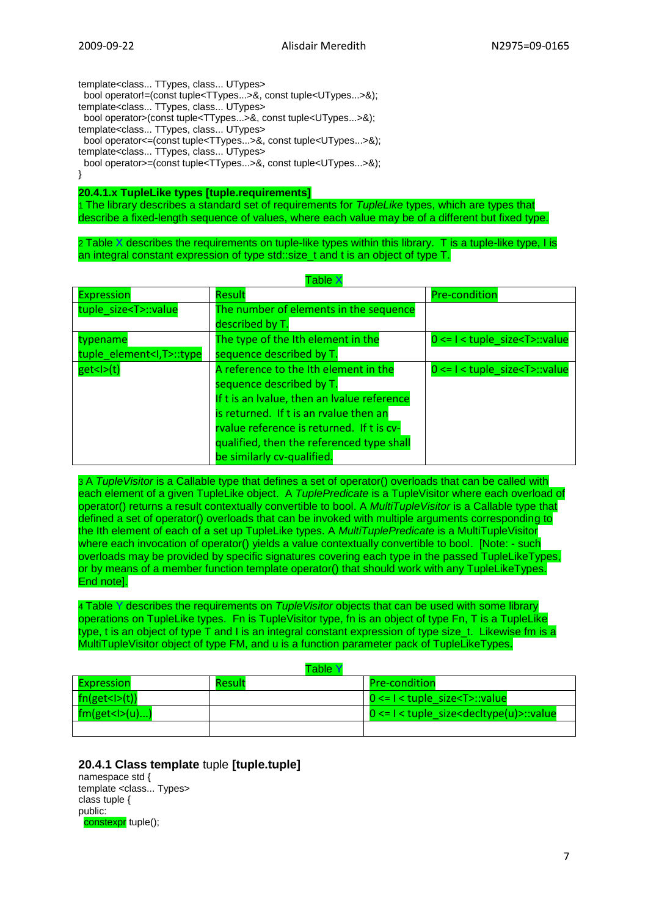```
template<class... TTypes, class... UTypes>
  bool operator!=(const tuple<TTypes...>&, const tuple<UTypes...>&);
template<class... TTypes, class... UTypes>
  bool operator>(const tuple<TTypes...>&, const tuple<UTypes...>&);
template<class... TTypes, class... UTypes>
  bool operator<=(const tuple<TTypes...>&, const tuple<UTypes...>&);
template<class... TTypes, class... UTypes>
  bool operator>=(const tuple<TTypes...>&, const tuple<UTypes...>&);
}
```

### 20.4.1.x TupleLike types [tuple.requirements]

1 The library describes a standard set of requirements for *TupleLike* types, which are types that describe a fixed-length sequence of values, where each value may be of a different but fixed type.

2 Table X describes the requirements on tuple-like types within this library. T is a tuple-like type, I is an integral constant expression of type std::size_t and t is an object of type T.

Table X

| Expression | Result | Pre-condition |
|---|---|---|
| tuple_size<T>::value | The number of elements in the sequence described by T. | |
| typename tuple_element<I,T>::type | The type of the Ith element in the sequence described by T. | 0 <= I < tuple_size<T>::value |
| get<I>(t) | A reference to the Ith element in the sequence described by T. If t is an lvalue, then an lvalue reference is returned. If t is an rvalue then an rvalue reference is returned. If t is cv-qualified, then the referenced type shall be similarly cv-qualified. | 0 <= I < tuple_size<T>::value |

3 A *TupleVisitor* is a Callable type that defines a set of operator() overloads that can be called with each element of a given TupleLike object. A *TuplePredicate* is a TupleVisitor where each overload of operator() returns a result contextually convertible to bool. A *MultiTupleVisitor* is a Callable type that defined a set of operator() overloads that can be invoked with multiple arguments corresponding to the Ith element of each of a set up TupleLike types. A *MultiTuplePredicate* is a MultiTupleVisitor where each invocation of operator() yields a value contextually convertible to bool. [Note: - such overloads may be provided by specific signatures covering each type in the passed TupleLikeTypes, or by means of a member function template operator() that should work with any TupleLikeTypes. End note].

4 Table Y describes the requirements on *TupleVisitor* objects that can be used with some library operations on TupleLike types. Fn is TupleVisitor type, fn is an object of type Fn, T is a TupleLike type, t is an object of type T and I is an integral constant expression of type size_t. Likewise fm is a MultiTupleVisitor object of type FM, and u is a function parameter pack of TupleLikeTypes.

Table Y

| Expression | Result | Pre-condition |
|---|---|---|
| fn(get<I>(t)) | | 0 <= I < tuple_size<T>::value |
| fm(get<I>(u)...) | | 0 <= I < tuple_size<decltype(u)>::value |
| | | |

### 20.4.1 Class template tuple [tuple.tuple]

```
namespace std {
template <class... Types>
class tuple {
public:
  constexpr tuple();
```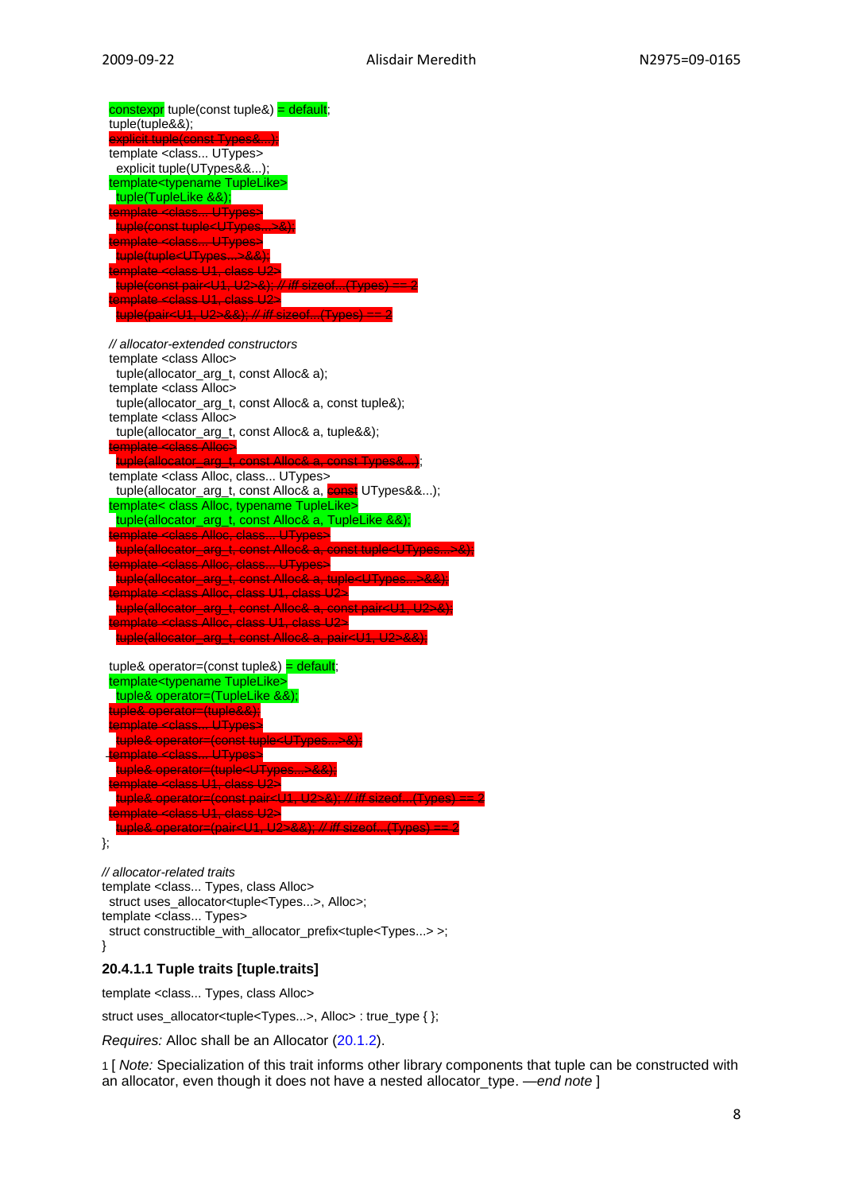```
  constexpr tuple(const tuple&) = default;
  tuple(tuple&&);
  explicit tuple(const Types&...);
  template <class... UTypes>
    explicit tuple(UTypes&&...);
  template<typename TupleLike>
    tuple(TupleLike &&);
  template <class... UTypes>
    tuple(const tuple<UTypes...>&);
  template <class... UTypes>
    tuple(tuple<UTypes...>&&);
  template <class U1, class U2>
    tuple(const pair<U1, U2>&); // iff sizeof...(Types) == 2
  template <class U1, class U2>
    tuple(pair<U1, U2>&&); // iff sizeof...(Types) == 2

  // allocator-extended constructors
  template <class Alloc>
    tuple(allocator_arg_t, const Alloc& a);
  template <class Alloc>
    tuple(allocator_arg_t, const Alloc& a, const tuple&);
  template <class Alloc>
    tuple(allocator_arg_t, const Alloc& a, tuple&&);
  template <class Alloc>
    tuple(allocator_arg_t, const Alloc& a, const Types&...);
  template <class Alloc, class... UTypes>
    tuple(allocator_arg_t, const Alloc& a, const UTypes&&...);
  template< class Alloc, typename TupleLike>
    tuple(allocator_arg_t, const Alloc& a, TupleLike &&);
  template <class Alloc, class... UTypes>
    tuple(allocator_arg_t, const Alloc& a, const tuple<UTypes...>&);
  template <class Alloc, class... UTypes>
    tuple(allocator_arg_t, const Alloc& a, tuple<UTypes...>&&);
  template <class Alloc, class U1, class U2>
    tuple(allocator_arg_t, const Alloc& a, const pair<U1, U2>&);
  template <class Alloc, class U1, class U2>
    tuple(allocator_arg_t, const Alloc& a, pair<U1, U2>&&);

  tuple& operator=(const tuple&) = default;
  template<typename TupleLike>
    tuple& operator=(TupleLike &&);
  tuple& operator=(tuple&&);
  template <class... UTypes>
    tuple& operator=(const tuple<UTypes...>&);
  template <class... UTypes>
    tuple& operator=(tuple<UTypes...>&&);
  template <class U1, class U2>
    tuple& operator=(const pair<U1, U2>&); // iff sizeof...(Types) == 2
  template <class U1, class U2>
    tuple& operator=(pair<U1, U2>&&); // iff sizeof...(Types) == 2
};

// allocator-related traits
template <class... Types, class Alloc>
  struct uses_allocator<tuple<Types...>, Alloc>;
template <class... Types>
  struct constructible_with_allocator_prefix<tuple<Types...> >;
}
```

### 20.4.1.1 Tuple traits [tuple.traits]

template <class... Types, class Alloc>

struct uses_allocator<tuple<Types...>, Alloc> : true_type { };

*Requires:* Alloc shall be an Allocator (20.1.2).

1 [ *Note:* Specialization of this trait informs other library components that tuple can be constructed with an allocator, even though it does not have a nested allocator_type. —*end note* ]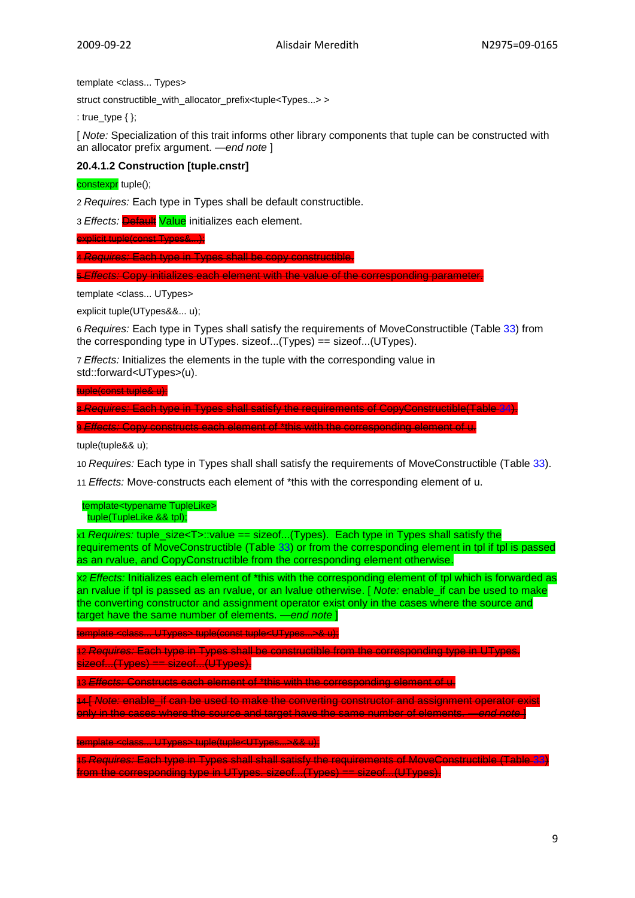template <class... Types>

struct constructible_with_allocator_prefix<tuple<Types...> >

: true_type { };

[ *Note:* Specialization of this trait informs other library components that tuple can be constructed with an allocator prefix argument. —*end note* ]

**20.4.1.2 Construction [tuple.cnstr]**

constexpr tuple();

2 *Requires:* Each type in Types shall be default constructible.

3 *Effects:* ~~Default~~ Value initializes each element.

~~explicit tuple(const Types&...);~~

~~4 *Requires:* Each type in Types shall be copy constructible.~~

~~5 *Effects:* Copy initializes each element with the value of the corresponding parameter.~~

template <class... UTypes>

explicit tuple(UTypes&&... u);

6 *Requires:* Each type in Types shall satisfy the requirements of MoveConstructible (Table 33) from the corresponding type in UTypes. sizeof...(Types) == sizeof...(UTypes).

7 *Effects:* Initializes the elements in the tuple with the corresponding value in std::forward<UTypes>(u).

~~tuple(const tuple& u);~~

~~8 *Requires:* Each type in Types shall satisfy the requirements of CopyConstructible(Table 34).~~

~~9 *Effects:* Copy constructs each element of *this with the corresponding element of u.~~

tuple(tuple&& u);

10 *Requires:* Each type in Types shall shall satisfy the requirements of MoveConstructible (Table 33).

11 *Effects:* Move-constructs each element of *this with the corresponding element of u.

template<typename TupleLike>
tuple(TupleLike && tpl);

x1 *Requires:* tuple_size<T>::value == sizeof...(Types). Each type in Types shall satisfy the requirements of MoveConstructible (Table 33) or from the corresponding element in tpl if tpl is passed as an rvalue, and CopyConstructible from the corresponding element otherwise.

x2 *Effects:* Initializes each element of *this with the corresponding element of tpl which is forwarded as an rvalue if tpl is passed as an rvalue, or an lvalue otherwise. [ *Note:* enable_if can be used to make the converting constructor and assignment operator exist only in the cases where the source and target have the same number of elements. —*end note* ]

~~template <class... UTypes> tuple(const tuple<UTypes...>& u);~~

~~12 *Requires:* Each type in Types shall be constructible from the corresponding type in UTypes. sizeof...(Types) == sizeof...(UTypes).~~

~~13 *Effects:* Constructs each element of *this with the corresponding element of u.~~

~~14 [ *Note:* enable_if can be used to make the converting constructor and assignment operator exist only in the cases where the source and target have the same number of elements. —*end note* ]~~

~~template <class... UTypes> tuple(tuple<UTypes...>&& u);~~

~~15 *Requires:* Each type in Types shall shall satisfy the requirements of MoveConstructible (Table 33) from the corresponding type in UTypes. sizeof...(Types) == sizeof...(UTypes).~~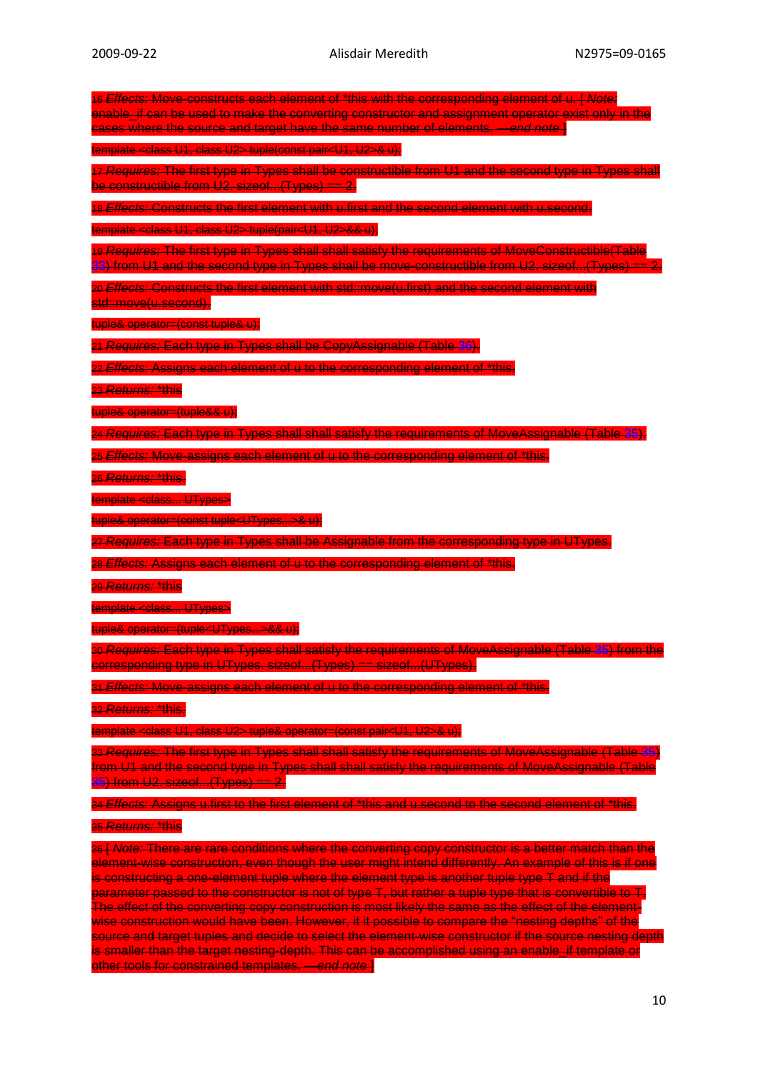16 *Effects:* Move-constructs each element of *this with the corresponding element of u. [ *Note:* enable_if can be used to make the converting constructor and assignment operator exist only in the cases where the source and target have the same number of elements. —*end note* ]

```
template <class U1, class U2> tuple(const pair<U1, U2>& u);
```

17 *Requires:* The first type in Types shall be constructible from U1 and the second type in Types shall be constructible from U2. sizeof...(Types) == 2.

18 *Effects:* Constructs the first element with u.first and the second element with u.second.

```
template <class U1, class U2> tuple(pair<U1, U2>&& u);
```

19 *Requires:* The first type in Types shall shall satisfy the requirements of MoveConstructible(Table 33) from U1 and the second type in Types shall be move-constructible from U2. sizeof...(Types) == 2.

20 *Effects:* Constructs the first element with std::move(u.first) and the second element with std::move(u.second).

```
tuple& operator=(const tuple& u);
```

21 *Requires:* Each type in Types shall be CopyAssignable (Table 36).

22 *Effects:* Assigns each element of u to the corresponding element of *this.

23 *Returns:* *this

```
tuple& operator=(tuple&& u);
```

24 *Requires:* Each type in Types shall shall satisfy the requirements of MoveAssignable (Table 35).

25 *Effects:* Move-assigns each element of u to the corresponding element of *this.

26 *Returns:* *this.

```
template <class... UTypes>
tuple& operator=(const tuple<UTypes...>& u);
```

27 *Requires:* Each type in Types shall be Assignable from the corresponding type in UTypes.

28 *Effects:* Assigns each element of u to the corresponding element of *this.

29 *Returns:* *this

```
template <class... UTypes>
tuple& operator=(tuple<UTypes...>&& u);
```

30 *Requires:* Each type in Types shall satisfy the requirements of MoveAssignable (Table 35) from the corresponding type in UTypes. sizeof...(Types) == sizeof...(UTypes).

31 *Effects:* Move-assigns each element of u to the corresponding element of *this.

32 *Returns:* *this.

```
template <class U1, class U2> tuple& operator=(const pair<U1, U2>& u);
```

33 *Requires:* The first type in Types shall shall satisfy the requirements of MoveAssignable (Table 35) from U1 and the second type in Types shall shall satisfy the requirements of MoveAssignable (Table 35) from U2. sizeof...(Types) == 2.

34 *Effects:* Assigns u.first to the first element of *this and u.second to the second element of *this.

35 *Returns:* *this

36 [ *Note:* There are rare conditions where the converting copy constructor is a better match than the element-wise construction, even though the user might intend differently. An example of this is if one is constructing a one-element tuple where the element type is another tuple type T and if the parameter passed to the constructor is not of type T, but rather a tuple type that is convertible to T. The effect of the converting copy construction is most likely the same as the effect of the element-wise construction would have been. However, it it possible to compare the "nesting depths" of the source and target tuples and decide to select the element-wise constructor if the source nesting depth is smaller than the target nesting-depth. This can be accomplished using an enable_if template or other tools for constrained templates. —*end note* ]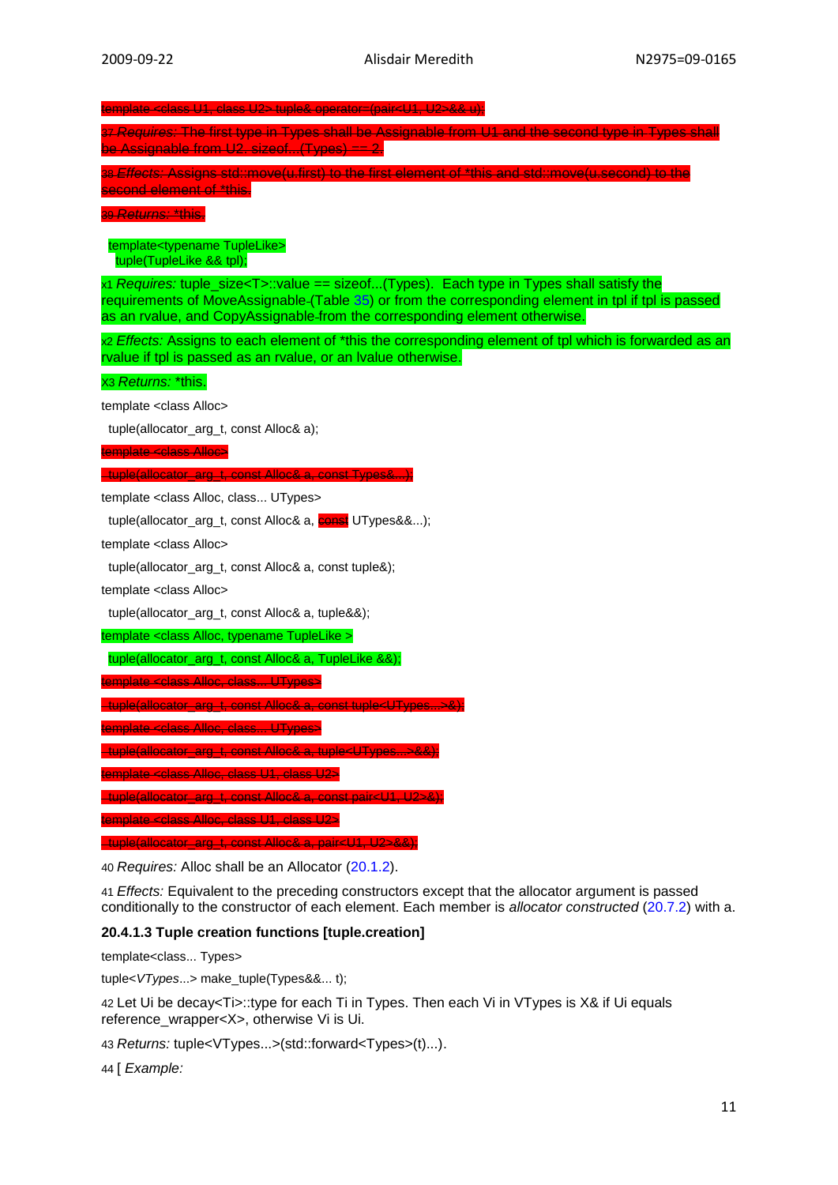~~template <class U1, class U2> tuple& operator=(pair<U1, U2>&& u);~~

~~37 *Requires:* The first type in Types shall be Assignable from U1 and the second type in Types shall be Assignable from U2. sizeof...(Types) == 2.~~

~~38 *Effects:* Assigns std::move(u.first) to the first element of *this and std::move(u.second) to the second element of *this.~~

~~39 *Returns:* *this.~~

```
template<typename TupleLike>
  tuple(TupleLike && tpl);
```

x1 *Requires:* tuple_size<T>::value == sizeof...(Types). Each type in Types shall satisfy the requirements of MoveAssignable (Table 35) or from the corresponding element in tpl if tpl is passed as an rvalue, and CopyAssignable from the corresponding element otherwise.

x2 *Effects:* Assigns to each element of *this the corresponding element of tpl which is forwarded as an rvalue if tpl is passed as an rvalue, or an lvalue otherwise.

X3 *Returns:* *this.

template <class Alloc>

  tuple(allocator_arg_t, const Alloc& a);

~~template <class Alloc>~~

~~tuple(allocator_arg_t, const Alloc& a, const Types&...);~~

template <class Alloc, class... UTypes>

  tuple(allocator_arg_t, const Alloc& a, ~~const~~ UTypes&&...);

template <class Alloc>

  tuple(allocator_arg_t, const Alloc& a, const tuple&);

template <class Alloc>

  tuple(allocator_arg_t, const Alloc& a, tuple&&);

template <class Alloc, typename TupleLike >

  tuple(allocator_arg_t, const Alloc& a, TupleLike &&);

~~template <class Alloc, class... UTypes>~~

~~tuple(allocator_arg_t, const Alloc& a, const tuple<UTypes...>&);~~

~~template <class Alloc, class... UTypes>~~

~~tuple(allocator_arg_t, const Alloc& a, tuple<UTypes...>&&);~~

~~template <class Alloc, class U1, class U2>~~

~~tuple(allocator_arg_t, const Alloc& a, const pair<U1, U2>&);~~

~~template <class Alloc, class U1, class U2>~~

~~tuple(allocator_arg_t, const Alloc& a, pair<U1, U2>&&);~~

40 *Requires:* Alloc shall be an Allocator (20.1.2).

41 *Effects:* Equivalent to the preceding constructors except that the allocator argument is passed conditionally to the constructor of each element. Each member is *allocator constructed* (20.7.2) with a.

### 20.4.1.3 Tuple creation functions [tuple.creation]

template<class... Types>

tuple<*VTypes*...> make_tuple(Types&&... t);

42 Let Ui be decay<Ti>::type for each Ti in Types. Then each Vi in VTypes is X& if Ui equals reference_wrapper<X>, otherwise Vi is Ui.

43 *Returns:* tuple<VTypes...>(std::forward<Types>(t)...).

44 [ *Example:*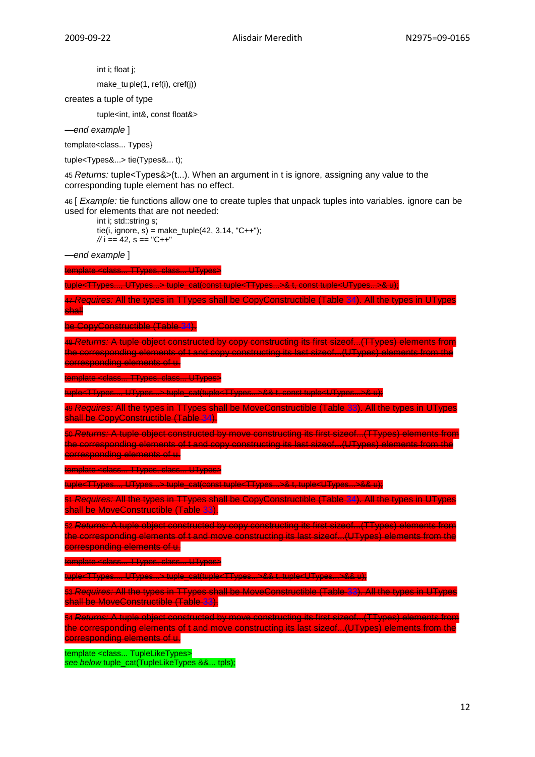```
int i; float j;
make_tuple(1, ref(i), cref(j))
```

creates a tuple of type

```
tuple<int, int&, const float&>
```

—*end example* ]

template<class... Types}

tuple<Types&...> tie(Types&... t);

45 *Returns:* tuple<Types&>(t...). When an argument in t is ignore, assigning any value to the corresponding tuple element has no effect.

46 [ *Example:* tie functions allow one to create tuples that unpack tuples into variables. ignore can be used for elements that are not needed:

```
int i; std::string s;
tie(i, ignore, s) = make_tuple(42, 3.14, "C++");
// i == 42, s == "C++"
```

—*end example* ]

~~template <class... TTypes, class... UTypes>~~

~~tuple<TTypes..., UTypes...> tuple_cat(const tuple<TTypes...>& t, const tuple<UTypes...>& u);~~

~~47 *Requires:* All the types in TTypes shall be CopyConstructible (Table 34). All the types in UTypes shall~~

~~be CopyConstructible (Table 34).~~

~~48 *Returns:* A tuple object constructed by copy constructing its first sizeof...(TTypes) elements from the corresponding elements of t and copy constructing its last sizeof...(UTypes) elements from the corresponding elements of u.~~

~~template <class... TTypes, class... UTypes>~~

~~tuple<TTypes..., UTypes...> tuple_cat(tuple<TTypes...>&& t, const tuple<UTypes...>& u);~~

~~49 *Requires:* All the types in TTypes shall be MoveConstructible (Table 33). All the types in UTypes shall be CopyConstructible (Table 34).~~

~~50 *Returns:* A tuple object constructed by move constructing its first sizeof...(TTypes) elements from the corresponding elements of t and copy constructing its last sizeof...(UTypes) elements from the corresponding elements of u.~~

~~template <class... TTypes, class... UTypes>~~

~~tuple<TTypes..., UTypes...> tuple_cat(const tuple<TTypes...>& t, tuple<UTypes...>&& u);~~

~~51 *Requires:* All the types in TTypes shall be CopyConstructible (Table 34). All the types in UTypes shall be MoveConstructible (Table 33).~~

~~52 *Returns:* A tuple object constructed by copy constructing its first sizeof...(TTypes) elements from the corresponding elements of t and move constructing its last sizeof...(UTypes) elements from the corresponding elements of u.~~

~~template <class... TTypes, class... UTypes>~~

~~tuple<TTypes..., UTypes...> tuple_cat(tuple<TTypes...>&& t, tuple<UTypes...>&& u);~~

~~53 *Requires:* All the types in TTypes shall be MoveConstructible (Table 33). All the types in UTypes shall be MoveConstructible (Table 33).~~

~~54 *Returns:* A tuple object constructed by move constructing its first sizeof...(TTypes) elements from the corresponding elements of t and move constructing its last sizeof...(UTypes) elements from the corresponding elements of u.~~

template <class... TupleLikeTypes>
*see below* tuple_cat(TupleLikeTypes &&... tpls);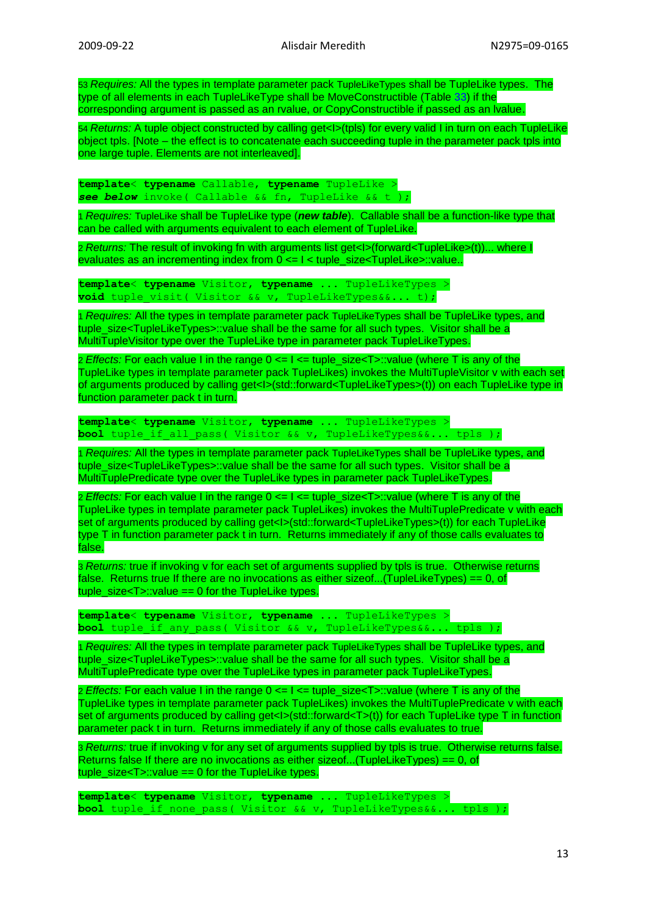53 *Requires:* All the types in template parameter pack TupleLikeTypes shall be TupleLike types. The type of all elements in each TupleLikeType shall be MoveConstructible (Table 33) if the corresponding argument is passed as an rvalue, or CopyConstructible if passed as an lvalue.

54 *Returns:* A tuple object constructed by calling get<I>(tpls) for every valid I in turn on each TupleLike object tpls. [Note – the effect is to concatenate each succeeding tuple in the parameter pack tpls into one large tuple. Elements are not interleaved].

```
template< typename Callable, typename TupleLike >
see below invoke( Callable && fn, TupleLike && t );
```

1 *Requires:* TupleLike shall be TupleLike type (***new table***). Callable shall be a function-like type that can be called with arguments equivalent to each element of TupleLike.

2 *Returns:* The result of invoking fn with arguments list get<I>(forward<TupleLike>(t))... where I evaluates as an incrementing index from 0 <= I < tuple_size<TupleLike>::value..

```
template< typename Visitor, typename ... TupleLikeTypes >
void tuple_visit( Visitor && v, TupleLikeTypes&&... t);
```

1 *Requires:* All the types in template parameter pack TupleLikeTypes shall be TupleLike types, and tuple_size<TupleLikeTypes>::value shall be the same for all such types. Visitor shall be a MultiTupleVisitor type over the TupleLike type in parameter pack TupleLikeTypes.

2 *Effects:* For each value I in the range 0 <= I <= tuple_size<T>::value (where T is any of the TupleLike types in template parameter pack TupleLikes) invokes the MultiTupleVisitor v with each set of arguments produced by calling get<I>(std::forward<TupleLikeTypes>(t)) on each TupleLike type in function parameter pack t in turn.

```
template< typename Visitor, typename ... TupleLikeTypes >
bool tuple_if_all_pass( Visitor && v, TupleLikeTypes&&... tpls );
```

1 *Requires:* All the types in template parameter pack TupleLikeTypes shall be TupleLike types, and tuple_size<TupleLikeTypes>::value shall be the same for all such types. Visitor shall be a MultiTuplePredicate type over the TupleLike types in parameter pack TupleLikeTypes.

2 *Effects:* For each value I in the range 0 <= I <= tuple_size<T>::value (where T is any of the TupleLike types in template parameter pack TupleLikes) invokes the MultiTuplePredicate v with each set of arguments produced by calling get<I>(std::forward<TupleLikeTypes>(t)) for each TupleLike type T in function parameter pack t in turn. Returns immediately if any of those calls evaluates to false.

3 *Returns:* true if invoking v for each set of arguments supplied by tpls is true. Otherwise returns false. Returns true If there are no invocations as either sizeof...(TupleLikeTypes) == 0, of tuple_size<T>::value == 0 for the TupleLike types.

```
template< typename Visitor, typename ... TupleLikeTypes >
bool tuple_if_any_pass( Visitor && v, TupleLikeTypes&&... tpls );
```

1 *Requires:* All the types in template parameter pack TupleLikeTypes shall be TupleLike types, and tuple_size<TupleLikeTypes>::value shall be the same for all such types. Visitor shall be a MultiTuplePredicate type over the TupleLike types in parameter pack TupleLikeTypes.

2 *Effects:* For each value I in the range 0 <= I <= tuple_size<T>::value (where T is any of the TupleLike types in template parameter pack TupleLikes) invokes the MultiTuplePredicate v with each set of arguments produced by calling get<I>(std::forward<T>(t)) for each TupleLike type T in function parameter pack t in turn. Returns immediately if any of those calls evaluates to true.

3 *Returns:* true if invoking v for any set of arguments supplied by tpls is true. Otherwise returns false. Returns false If there are no invocations as either sizeof...(TupleLikeTypes) == 0, of tuple_size<T>::value == 0 for the TupleLike types.

```
template< typename Visitor, typename ... TupleLikeTypes >
bool tuple_if_none_pass( Visitor && v, TupleLikeTypes&&... tpls );
```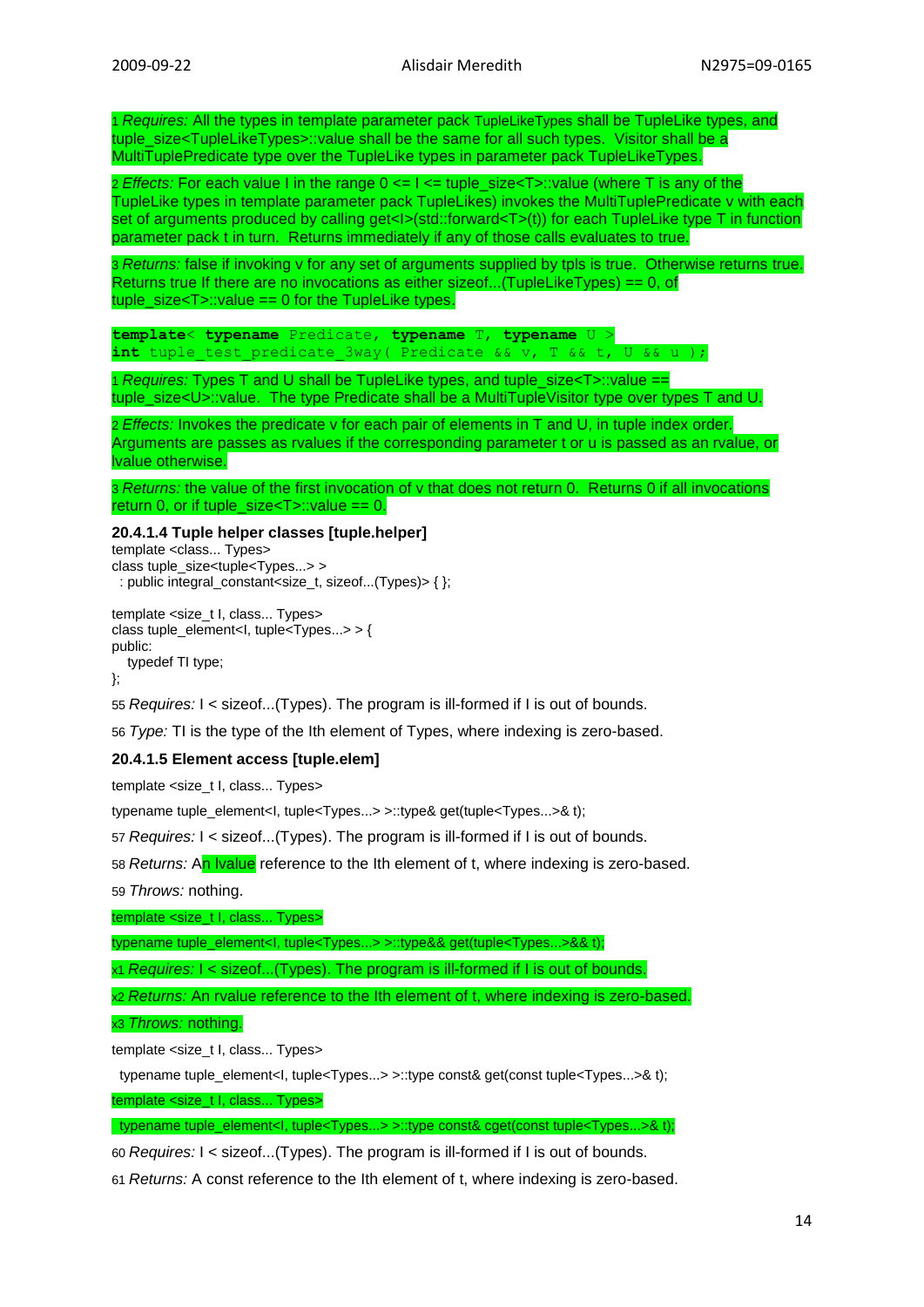1 *Requires:* All the types in template parameter pack TupleLikeTypes shall be TupleLike types, and tuple_size<TupleLikeTypes>::value shall be the same for all such types. Visitor shall be a MultiTuplePredicate type over the TupleLike types in parameter pack TupleLikeTypes.

2 *Effects:* For each value I in the range 0 <= I <= tuple_size<T>::value (where T is any of the TupleLike types in template parameter pack TupleLikes) invokes the MultiTuplePredicate v with each set of arguments produced by calling get<I>(std::forward<T>(t)) for each TupleLike type T in function parameter pack t in turn. Returns immediately if any of those calls evaluates to true.

3 *Returns:* false if invoking v for any set of arguments supplied by tpls is true. Otherwise returns true. Returns true If there are no invocations as either sizeof...(TupleLikeTypes) == 0, of tuple_size<T>::value == 0 for the TupleLike types.

```
template< typename Predicate, typename T, typename U >
int tuple_test_predicate_3way( Predicate && v, T && t, U && u );
```

1 *Requires:* Types T and U shall be TupleLike types, and tuple_size<T>::value == tuple_size<U>::value. The type Predicate shall be a MultiTupleVisitor type over types T and U.

2 *Effects:* Invokes the predicate v for each pair of elements in T and U, in tuple index order. Arguments are passes as rvalues if the corresponding parameter t or u is passed as an rvalue, or lvalue otherwise.

3 *Returns:* the value of the first invocation of v that does not return 0. Returns 0 if all invocations return 0, or if tuple_size<T>::value == 0.

#### 20.4.1.4 Tuple helper classes [tuple.helper]

```
template <class... Types>
class tuple_size<tuple<Types...> >
  : public integral_constant<size_t, sizeof...(Types)> { };

template <size_t I, class... Types>
class tuple_element<I, tuple<Types...> > {
public:
  typedef TI type;
};
```

55 *Requires:* I < sizeof...(Types). The program is ill-formed if I is out of bounds.

56 *Type:* TI is the type of the Ith element of Types, where indexing is zero-based.

#### 20.4.1.5 Element access [tuple.elem]

```
template <size_t I, class... Types>
typename tuple_element<I, tuple<Types...> >::type& get(tuple<Types...>& t);
```

57 *Requires:* I < sizeof...(Types). The program is ill-formed if I is out of bounds.

58 *Returns:* An lvalue reference to the Ith element of t, where indexing is zero-based.

59 *Throws:* nothing.

```
template <size_t I, class... Types>
typename tuple_element<I, tuple<Types...> >::type&& get(tuple<Types...>&& t);
```

x1 *Requires:* I < sizeof...(Types). The program is ill-formed if I is out of bounds.

x2 *Returns:* An rvalue reference to the Ith element of t, where indexing is zero-based.

x3 *Throws:* nothing.

```
template <size_t I, class... Types>
  typename tuple_element<I, tuple<Types...> >::type const& get(const tuple<Types...>& t);
template <size_t I, class... Types>
  typename tuple_element<I, tuple<Types...> >::type const& cget(const tuple<Types...>& t);
```

60 *Requires:* I < sizeof...(Types). The program is ill-formed if I is out of bounds.

61 *Returns:* A const reference to the Ith element of t, where indexing is zero-based.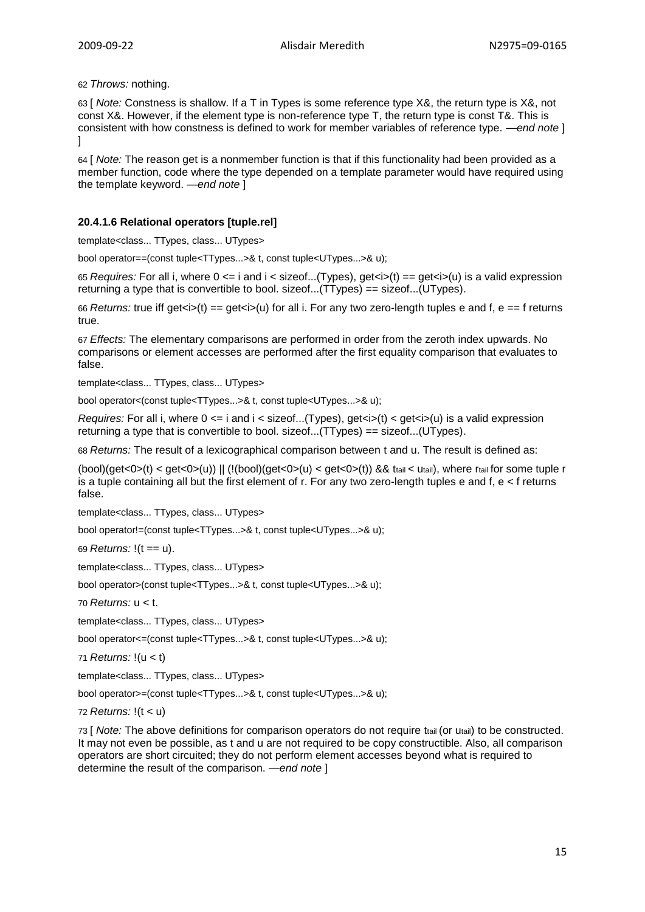62 *Throws:* nothing.

63 [ *Note:* Constness is shallow. If a T in Types is some reference type X&, the return type is X&, not const X&. However, if the element type is non-reference type T, the return type is const T&. This is consistent with how constness is defined to work for member variables of reference type. —*end note* ] ]

64 [ *Note:* The reason get is a nonmember function is that if this functionality had been provided as a member function, code where the type depended on a template parameter would have required using the template keyword. —*end note* ]

#### 20.4.1.6 Relational operators [tuple.rel]

```
template<class... TTypes, class... UTypes>
bool operator==(const tuple<TTypes...>& t, const tuple<UTypes...>& u);
```

65 *Requires:* For all i, where 0 <= i and i < sizeof...(Types), get<i>(t) == get<i>(u) is a valid expression returning a type that is convertible to bool. sizeof...(TTypes) == sizeof...(UTypes).

66 *Returns:* true iff get<i>(t) == get<i>(u) for all i. For any two zero-length tuples e and f, e == f returns true.

67 *Effects:* The elementary comparisons are performed in order from the zeroth index upwards. No comparisons or element accesses are performed after the first equality comparison that evaluates to false.

```
template<class... TTypes, class... UTypes>
bool operator<(const tuple<TTypes...>& t, const tuple<UTypes...>& u);
```

*Requires:* For all i, where 0 <= i and i < sizeof...(Types), get<i>(t) < get<i>(u) is a valid expression returning a type that is convertible to bool. sizeof...(TTypes) == sizeof...(UTypes).

68 *Returns:* The result of a lexicographical comparison between t and u. The result is defined as:

(bool)(get<0>(t) < get<0>(u)) || (!(bool)(get<0>(u) < get<0>(t)) && $t_{tail}$ < $u_{tail}$), where $r_{tail}$ for some tuple r is a tuple containing all but the first element of r. For any two zero-length tuples e and f, e < f returns false.

```
template<class... TTypes, class... UTypes>
bool operator!=(const tuple<TTypes...>& t, const tuple<UTypes...>& u);
```

69 *Returns:* !(t == u).

```
template<class... TTypes, class... UTypes>
bool operator>(const tuple<TTypes...>& t, const tuple<UTypes...>& u);
```

70 *Returns:* u < t.

```
template<class... TTypes, class... UTypes>
bool operator<=(const tuple<TTypes...>& t, const tuple<UTypes...>& u);
```

71 *Returns:* !(u < t)

```
template<class... TTypes, class... UTypes>
bool operator>=(const tuple<TTypes...>& t, const tuple<UTypes...>& u);
```

72 *Returns:* !(t < u)

73 [ *Note:* The above definitions for comparison operators do not require $t_{tail}$ (or $u_{tail}$) to be constructed. It may not even be possible, as t and u are not required to be copy constructible. Also, all comparison operators are short circuited; they do not perform element accesses beyond what is required to determine the result of the comparison. —*end note* ]